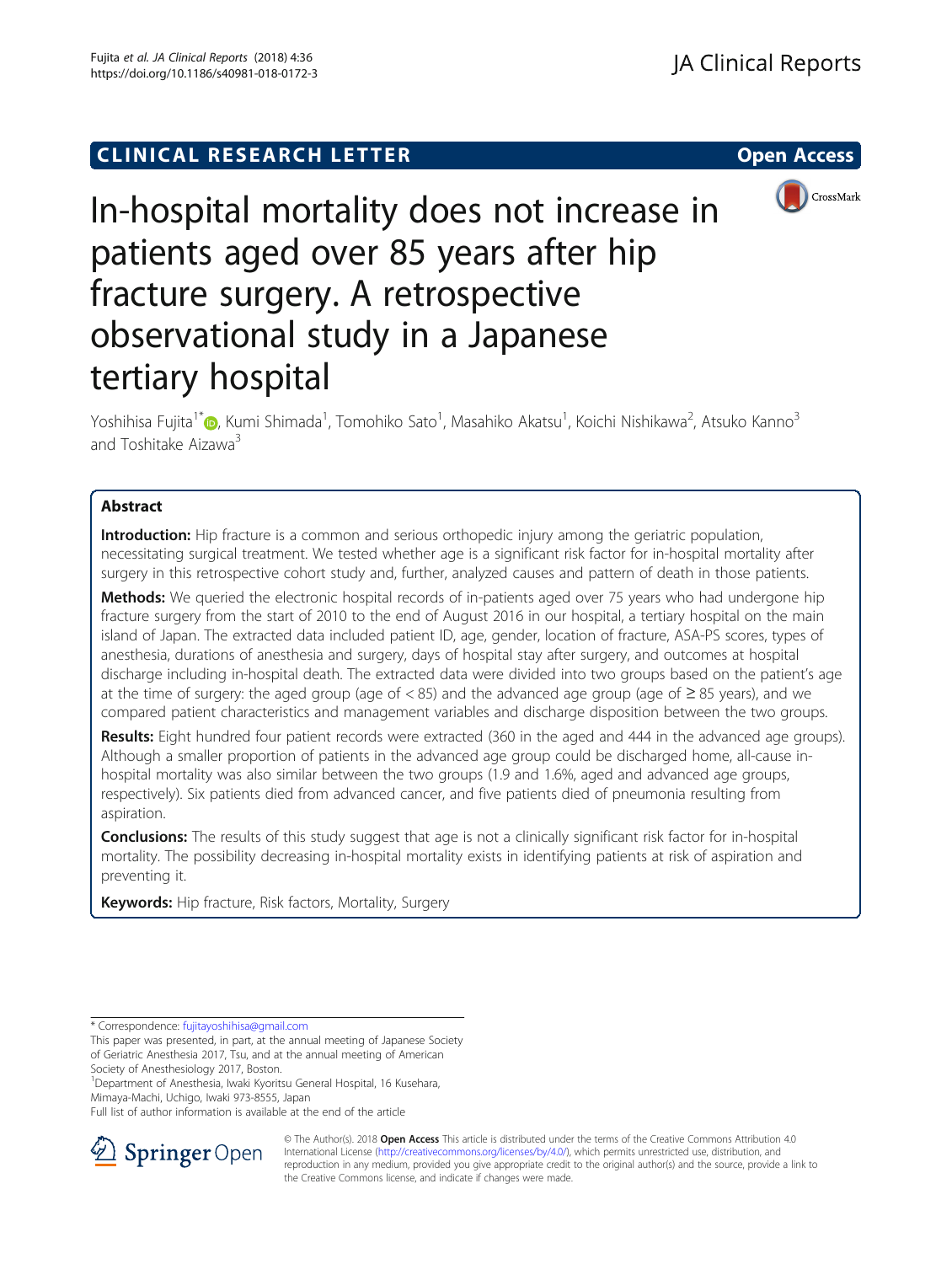CLINICAL RESEARCH LETTER

Open Access

# In-hospital mortality does not increase in patients aged over 85 years after hip fracture surgery. A retrospective observational study in a Japanese tertiary hospital

Yoshihisa Fujita[1*], Kumi Shimada[1], Tomohiko Sato[1], Masahiko Akatsu[1], Koichi Nishikawa[2], Atsuko Kanno[3] and Toshitake Aizawa[3]

## Abstract

**Introduction:** Hip fracture is a common and serious orthopedic injury among the geriatric population, necessitating surgical treatment. We tested whether age is a significant risk factor for in-hospital mortality after surgery in this retrospective cohort study and, further, analyzed causes and pattern of death in those patients.

**Methods:** We queried the electronic hospital records of in-patients aged over 75 years who had undergone hip fracture surgery from the start of 2010 to the end of August 2016 in our hospital, a tertiary hospital on the main island of Japan. The extracted data included patient ID, age, gender, location of fracture, ASA-PS scores, types of anesthesia, durations of anesthesia and surgery, days of hospital stay after surgery, and outcomes at hospital discharge including in-hospital death. The extracted data were divided into two groups based on the patient's age at the time of surgery: the aged group (age of < 85) and the advanced age group (age of ≥ 85 years), and we compared patient characteristics and management variables and discharge disposition between the two groups.

**Results:** Eight hundred four patient records were extracted (360 in the aged and 444 in the advanced age groups). Although a smaller proportion of patients in the advanced age group could be discharged home, all-cause in-hospital mortality was also similar between the two groups (1.9 and 1.6%, aged and advanced age groups, respectively). Six patients died from advanced cancer, and five patients died of pneumonia resulting from aspiration.

**Conclusions:** The results of this study suggest that age is not a clinically significant risk factor for in-hospital mortality. The possibility decreasing in-hospital mortality exists in identifying patients at risk of aspiration and preventing it.

**Keywords:** Hip fracture, Risk factors, Mortality, Surgery

\* Correspondence: fujitayoshihisa@gmail.com

This paper was presented, in part, at the annual meeting of Japanese Society of Geriatric Anesthesia 2017, Tsu, and at the annual meeting of American Society of Anesthesiology 2017, Boston.

[1]Department of Anesthesia, Iwaki Kyoritsu General Hospital, 16 Kusehara, Mimaya-Machi, Uchigo, Iwaki 973-8555, Japan

Full list of author information is available at the end of the article

© The Author(s). 2018 **Open Access** This article is distributed under the terms of the Creative Commons Attribution 4.0 International License (http://creativecommons.org/licenses/by/4.0/), which permits unrestricted use, distribution, and reproduction in any medium, provided you give appropriate credit to the original author(s) and the source, provide a link to the Creative Commons license, and indicate if changes were made.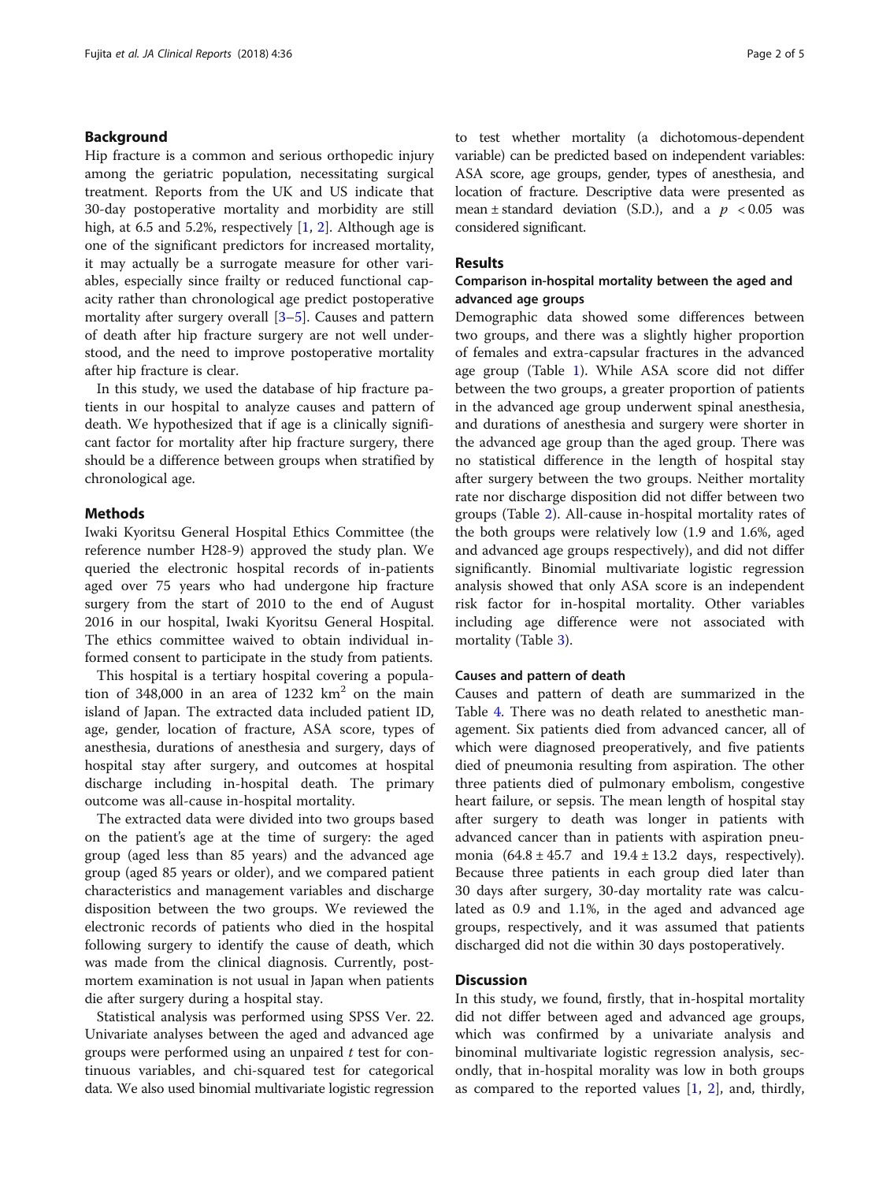## Background

Hip fracture is a common and serious orthopedic injury among the geriatric population, necessitating surgical treatment. Reports from the UK and US indicate that 30-day postoperative mortality and morbidity are still high, at 6.5 and 5.2%, respectively [1, 2]. Although age is one of the significant predictors for increased mortality, it may actually be a surrogate measure for other variables, especially since frailty or reduced functional capacity rather than chronological age predict postoperative mortality after surgery overall [3–5]. Causes and pattern of death after hip fracture surgery are not well understood, and the need to improve postoperative mortality after hip fracture is clear.

In this study, we used the database of hip fracture patients in our hospital to analyze causes and pattern of death. We hypothesized that if age is a clinically significant factor for mortality after hip fracture surgery, there should be a difference between groups when stratified by chronological age.

## Methods

Iwaki Kyoritsu General Hospital Ethics Committee (the reference number H28-9) approved the study plan. We queried the electronic hospital records of in-patients aged over 75 years who had undergone hip fracture surgery from the start of 2010 to the end of August 2016 in our hospital, Iwaki Kyoritsu General Hospital. The ethics committee waived to obtain individual informed consent to participate in the study from patients.

This hospital is a tertiary hospital covering a population of 348,000 in an area of 1232 $km^2$ on the main island of Japan. The extracted data included patient ID, age, gender, location of fracture, ASA score, types of anesthesia, durations of anesthesia and surgery, days of hospital stay after surgery, and outcomes at hospital discharge including in-hospital death. The primary outcome was all-cause in-hospital mortality.

The extracted data were divided into two groups based on the patient's age at the time of surgery: the aged group (aged less than 85 years) and the advanced age group (aged 85 years or older), and we compared patient characteristics and management variables and discharge disposition between the two groups. We reviewed the electronic records of patients who died in the hospital following surgery to identify the cause of death, which was made from the clinical diagnosis. Currently, postmortem examination is not usual in Japan when patients die after surgery during a hospital stay.

Statistical analysis was performed using SPSS Ver. 22. Univariate analyses between the aged and advanced age groups were performed using an unpaired *t* test for continuous variables, and chi-squared test for categorical data. We also used binomial multivariate logistic regression to test whether mortality (a dichotomous-dependent variable) can be predicted based on independent variables: ASA score, age groups, gender, types of anesthesia, and location of fracture. Descriptive data were presented as mean ± standard deviation (S.D.), and a $p < 0.05$ was considered significant.

## Results

### Comparison in-hospital mortality between the aged and advanced age groups

Demographic data showed some differences between two groups, and there was a slightly higher proportion of females and extra-capsular fractures in the advanced age group (Table 1). While ASA score did not differ between the two groups, a greater proportion of patients in the advanced age group underwent spinal anesthesia, and durations of anesthesia and surgery were shorter in the advanced age group than the aged group. There was no statistical difference in the length of hospital stay after surgery between the two groups. Neither mortality rate nor discharge disposition did not differ between two groups (Table 2). All-cause in-hospital mortality rates of the both groups were relatively low (1.9 and 1.6%, aged and advanced age groups respectively), and did not differ significantly. Binomial multivariate logistic regression analysis showed that only ASA score is an independent risk factor for in-hospital mortality. Other variables including age difference were not associated with mortality (Table 3).

### Causes and pattern of death

Causes and pattern of death are summarized in the Table 4. There was no death related to anesthetic management. Six patients died from advanced cancer, all of which were diagnosed preoperatively, and five patients died of pneumonia resulting from aspiration. The other three patients died of pulmonary embolism, congestive heart failure, or sepsis. The mean length of hospital stay after surgery to death was longer in patients with advanced cancer than in patients with aspiration pneumonia (64.8 ± 45.7 and 19.4 ± 13.2 days, respectively). Because three patients in each group died later than 30 days after surgery, 30-day mortality rate was calculated as 0.9 and 1.1%, in the aged and advanced age groups, respectively, and it was assumed that patients discharged did not die within 30 days postoperatively.

## Discussion

In this study, we found, firstly, that in-hospital mortality did not differ between aged and advanced age groups, which was confirmed by a univariate analysis and binominal multivariate logistic regression analysis, secondly, that in-hospital morality was low in both groups as compared to the reported values [1, 2], and, thirdly,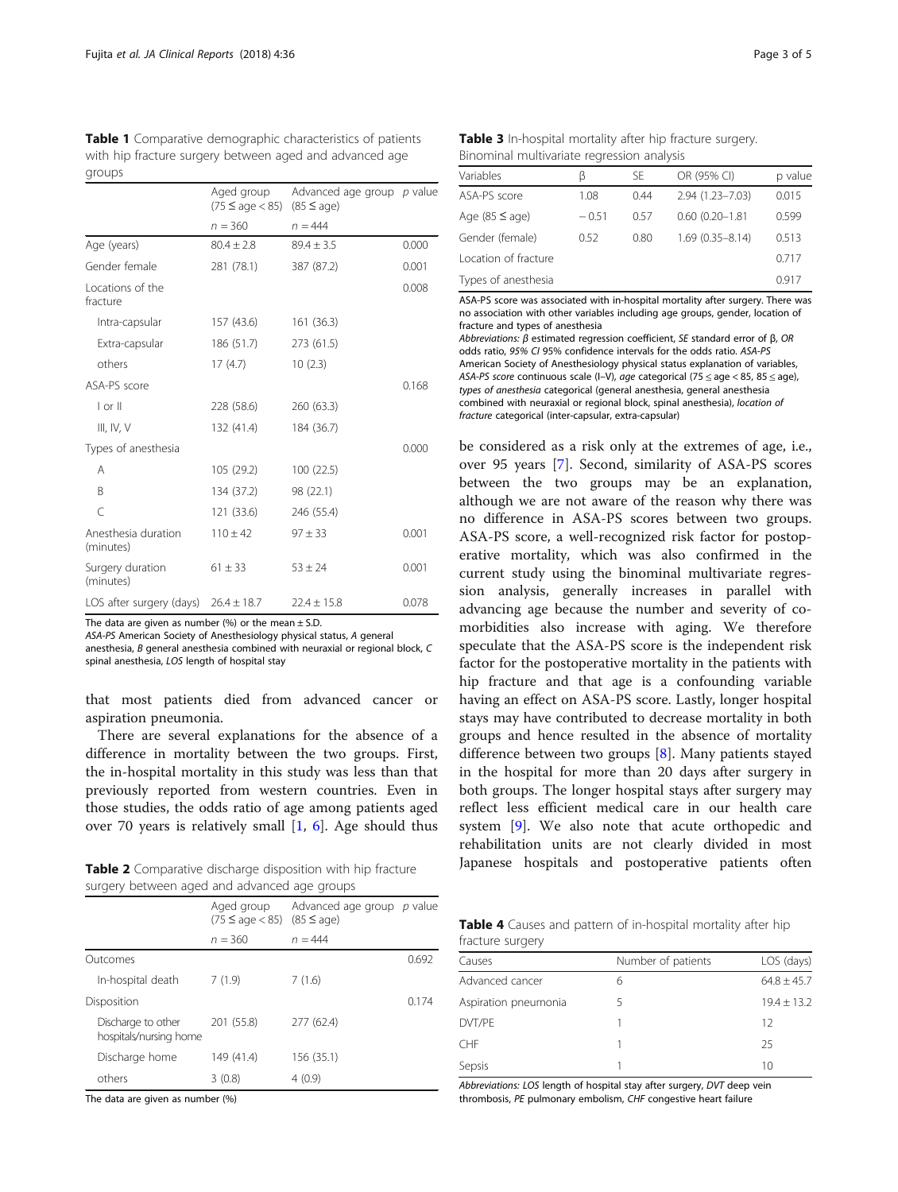**Table 1** Comparative demographic characteristics of patients with hip fracture surgery between aged and advanced age groups

| | Aged group (75 ≤ age < 85) | Advanced age group (85 ≤ age) | *p* value |
|---|---|---|---|
| | *n* = 360 | *n* = 444 | |
| Age (years) | 80.4 ± 2.8 | 89.4 ± 3.5 | 0.000 |
| Gender female | 281 (78.1) | 387 (87.2) | 0.001 |
| Locations of the fracture | | | 0.008 |
| Intra-capsular | 157 (43.6) | 161 (36.3) | |
| Extra-capsular | 186 (51.7) | 273 (61.5) | |
| others | 17 (4.7) | 10 (2.3) | |
| ASA-PS score | | | 0.168 |
| I or II | 228 (58.6) | 260 (63.3) | |
| III, IV, V | 132 (41.4) | 184 (36.7) | |
| Types of anesthesia | | | 0.000 |
| A | 105 (29.2) | 100 (22.5) | |
| B | 134 (37.2) | 98 (22.1) | |
| C | 121 (33.6) | 246 (55.4) | |
| Anesthesia duration (minutes) | 110 ± 42 | 97 ± 33 | 0.001 |
| Surgery duration (minutes) | 61 ± 33 | 53 ± 24 | 0.001 |
| LOS after surgery (days) | 26.4 ± 18.7 | 22.4 ± 15.8 | 0.078 |

The data are given as number (%) or the mean ± S.D.
*ASA-PS* American Society of Anesthesiology physical status, *A* general anesthesia, *B* general anesthesia combined with neuraxial or regional block, *C* spinal anesthesia, *LOS* length of hospital stay

that most patients died from advanced cancer or aspiration pneumonia.

There are several explanations for the absence of a difference in mortality between the two groups. First, the in-hospital mortality in this study was less than that previously reported from western countries. Even in those studies, the odds ratio of age among patients aged over 70 years is relatively small [1, 6]. Age should thus be considered as a risk only at the extremes of age, i.e., over 95 years [7]. Second, similarity of ASA-PS scores between the two groups may be an explanation, although we are not aware of the reason why there was no difference in ASA-PS scores between two groups. ASA-PS score, a well-recognized risk factor for postoperative mortality, which was also confirmed in the current study using the binominal multivariate regression analysis, generally increases in parallel with advancing age because the number and severity of comorbidities also increase with aging. We therefore speculate that the ASA-PS score is the independent risk factor for the postoperative mortality in the patients with hip fracture and that age is a confounding variable having an effect on ASA-PS score. Lastly, longer hospital stays may have contributed to decrease mortality in both groups and hence resulted in the absence of mortality difference between two groups [8]. Many patients stayed in the hospital for more than 20 days after surgery in both groups. The longer hospital stays after surgery may reflect less efficient medical care in our health care system [9]. We also note that acute orthopedic and rehabilitation units are not clearly divided in most Japanese hospitals and postoperative patients often

**Table 2** Comparative discharge disposition with hip fracture surgery between aged and advanced age groups

| | Aged group (75 ≤ age < 85) | Advanced age group (85 ≤ age) | *p* value |
|---|---|---|---|
| | *n* = 360 | *n* = 444 | |
| Outcomes | | | 0.692 |
| In-hospital death | 7 (1.9) | 7 (1.6) | |
| Disposition | | | 0.174 |
| Discharge to other hospitals/nursing home | 201 (55.8) | 277 (62.4) | |
| Discharge home | 149 (41.4) | 156 (35.1) | |
| others | 3 (0.8) | 4 (0.9) | |

The data are given as number (%)

**Table 3** In-hospital mortality after hip fracture surgery. Binominal multivariate regression analysis

| Variables | β | SE | OR (95% CI) | p value |
|---|---|---|---|---|
| ASA-PS score | 1.08 | 0.44 | 2.94 (1.23–7.03) | 0.015 |
| Age (85 ≤ age) | − 0.51 | 0.57 | 0.60 (0.20–1.81 | 0.599 |
| Gender (female) | 0.52 | 0.80 | 1.69 (0.35–8.14) | 0.513 |
| Location of fracture | | | | 0.717 |
| Types of anesthesia | | | | 0.917 |

ASA-PS score was associated with in-hospital mortality after surgery. There was no association with other variables including age groups, gender, location of fracture and types of anesthesia
*Abbreviations: β* estimated regression coefficient, *SE* standard error of β, *OR* odds ratio, *95% CI* 95% confidence intervals for the odds ratio. *ASA-PS* American Society of Anesthesiology physical status explanation of variables, *ASA-PS score* continuous scale (I–V), *age* categorical (75 ≤ age < 85, 85 ≤ age), *types of anesthesia* categorical (general anesthesia, general anesthesia combined with neuraxial or regional block, spinal anesthesia), *location of fracture* categorical (inter-capsular, extra-capsular)

**Table 4** Causes and pattern of in-hospital mortality after hip fracture surgery

| Causes | Number of patients | LOS (days) |
|---|---|---|
| Advanced cancer | 6 | 64.8 ± 45.7 |
| Aspiration pneumonia | 5 | 19.4 ± 13.2 |
| DVT/PE | 1 | 12 |
| CHF | 1 | 25 |
| Sepsis | 1 | 10 |

*Abbreviations: LOS* length of hospital stay after surgery, *DVT* deep vein thrombosis, *PE* pulmonary embolism, *CHF* congestive heart failure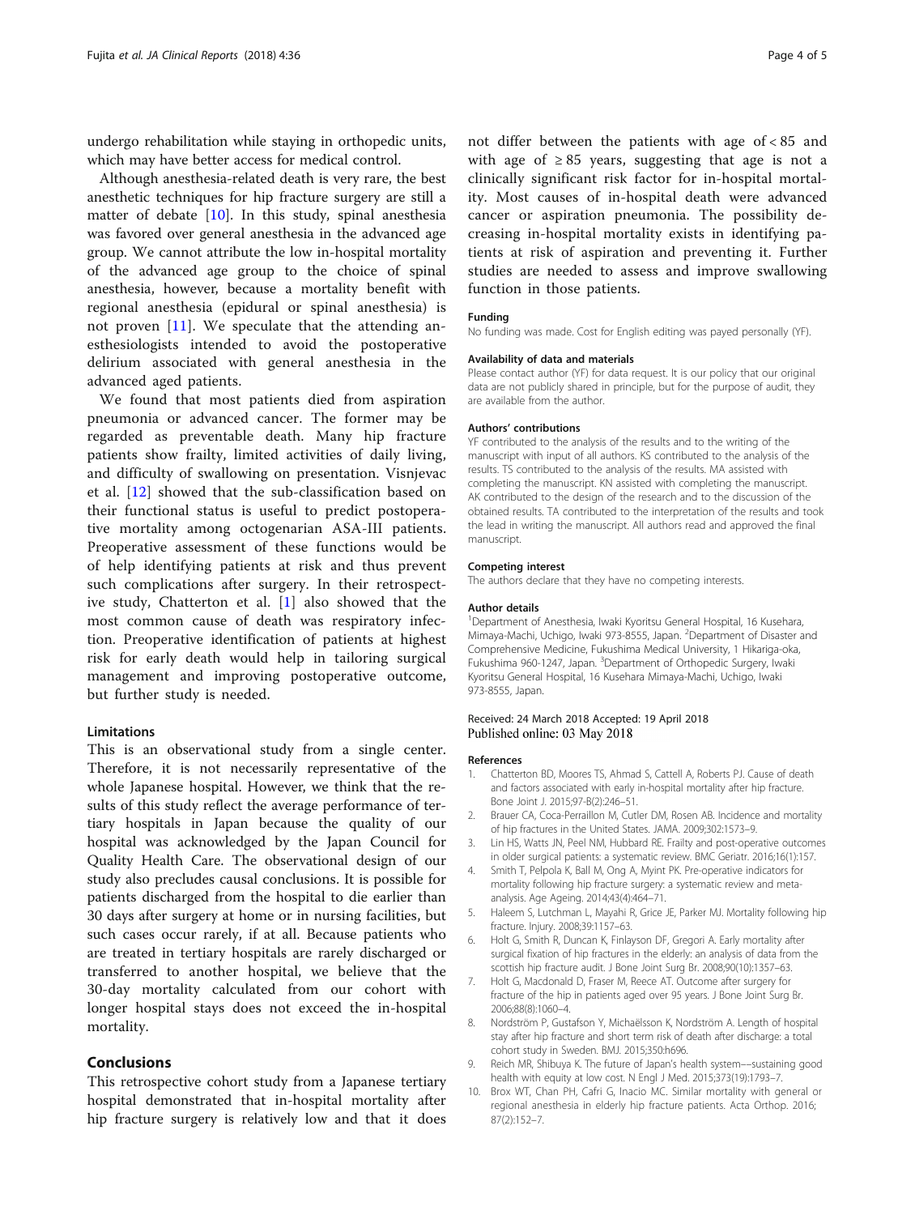undergo rehabilitation while staying in orthopedic units, which may have better access for medical control.

Although anesthesia-related death is very rare, the best anesthetic techniques for hip fracture surgery are still a matter of debate [10]. In this study, spinal anesthesia was favored over general anesthesia in the advanced age group. We cannot attribute the low in-hospital mortality of the advanced age group to the choice of spinal anesthesia, however, because a mortality benefit with regional anesthesia (epidural or spinal anesthesia) is not proven [11]. We speculate that the attending anesthesiologists intended to avoid the postoperative delirium associated with general anesthesia in the advanced aged patients.

We found that most patients died from aspiration pneumonia or advanced cancer. The former may be regarded as preventable death. Many hip fracture patients show frailty, limited activities of daily living, and difficulty of swallowing on presentation. Visnjevac et al. [12] showed that the sub-classification based on their functional status is useful to predict postoperative mortality among octogenarian ASA-III patients. Preoperative assessment of these functions would be of help identifying patients at risk and thus prevent such complications after surgery. In their retrospective study, Chatterton et al. [1] also showed that the most common cause of death was respiratory infection. Preoperative identification of patients at highest risk for early death would help in tailoring surgical management and improving postoperative outcome, but further study is needed.

### Limitations

This is an observational study from a single center. Therefore, it is not necessarily representative of the whole Japanese hospital. However, we think that the results of this study reflect the average performance of tertiary hospitals in Japan because the quality of our hospital was acknowledged by the Japan Council for Quality Health Care. The observational design of our study also precludes causal conclusions. It is possible for patients discharged from the hospital to die earlier than 30 days after surgery at home or in nursing facilities, but such cases occur rarely, if at all. Because patients who are treated in tertiary hospitals are rarely discharged or transferred to another hospital, we believe that the 30-day mortality calculated from our cohort with longer hospital stays does not exceed the in-hospital mortality.

## Conclusions

This retrospective cohort study from a Japanese tertiary hospital demonstrated that in-hospital mortality after hip fracture surgery is relatively low and that it does not differ between the patients with age of < 85 and with age of ≥ 85 years, suggesting that age is not a clinically significant risk factor for in-hospital mortality. Most causes of in-hospital death were advanced cancer or aspiration pneumonia. The possibility decreasing in-hospital mortality exists in identifying patients at risk of aspiration and preventing it. Further studies are needed to assess and improve swallowing function in those patients.

#### Funding

No funding was made. Cost for English editing was payed personally (YF).

#### Availability of data and materials

Please contact author (YF) for data request. It is our policy that our original data are not publicly shared in principle, but for the purpose of audit, they are available from the author.

#### Authors' contributions

YF contributed to the analysis of the results and to the writing of the manuscript with input of all authors. KS contributed to the analysis of the results. TS contributed to the analysis of the results. MA assisted with completing the manuscript. KN assisted with completing the manuscript. AK contributed to the design of the research and to the discussion of the obtained results. TA contributed to the interpretation of the results and took the lead in writing the manuscript. All authors read and approved the final manuscript.

#### Competing interest

The authors declare that they have no competing interests.

#### Author details

[1]Department of Anesthesia, Iwaki Kyoritsu General Hospital, 16 Kusehara, Mimaya-Machi, Uchigo, Iwaki 973-8555, Japan. [2]Department of Disaster and Comprehensive Medicine, Fukushima Medical University, 1 Hikariga-oka, Fukushima 960-1247, Japan. [3]Department of Orthopedic Surgery, Iwaki Kyoritsu General Hospital, 16 Kusehara Mimaya-Machi, Uchigo, Iwaki 973-8555, Japan.

Received: 24 March 2018 Accepted: 19 April 2018
Published online: 03 May 2018

#### References

1. Chatterton BD, Moores TS, Ahmad S, Cattell A, Roberts PJ. Cause of death and factors associated with early in-hospital mortality after hip fracture. Bone Joint J. 2015;97-B(2):246–51.
2. Brauer CA, Coca-Perraillon M, Cutler DM, Rosen AB. Incidence and mortality of hip fractures in the United States. JAMA. 2009;302:1573–9.
3. Lin HS, Watts JN, Peel NM, Hubbard RE. Frailty and post-operative outcomes in older surgical patients: a systematic review. BMC Geriatr. 2016;16(1):157.
4. Smith T, Pelpola K, Ball M, Ong A, Myint PK. Pre-operative indicators for mortality following hip fracture surgery: a systematic review and meta-analysis. Age Ageing. 2014;43(4):464–71.
5. Haleem S, Lutchman L, Mayahi R, Grice JE, Parker MJ. Mortality following hip fracture. Injury. 2008;39:1157–63.
6. Holt G, Smith R, Duncan K, Finlayson DF, Gregori A. Early mortality after surgical fixation of hip fractures in the elderly: an analysis of data from the scottish hip fracture audit. J Bone Joint Surg Br. 2008;90(10):1357–63.
7. Holt G, Macdonald D, Fraser M, Reece AT. Outcome after surgery for fracture of the hip in patients aged over 95 years. J Bone Joint Surg Br. 2006;88(8):1060–4.
8. Nordström P, Gustafson Y, Michaëlsson K, Nordström A. Length of hospital stay after hip fracture and short term risk of death after discharge: a total cohort study in Sweden. BMJ. 2015;350:h696.
9. Reich MR, Shibuya K. The future of Japan's health system––sustaining good health with equity at low cost. N Engl J Med. 2015;373(19):1793–7.
10. Brox WT, Chan PH, Cafri G, Inacio MC. Similar mortality with general or regional anesthesia in elderly hip fracture patients. Acta Orthop. 2016;87(2):152–7.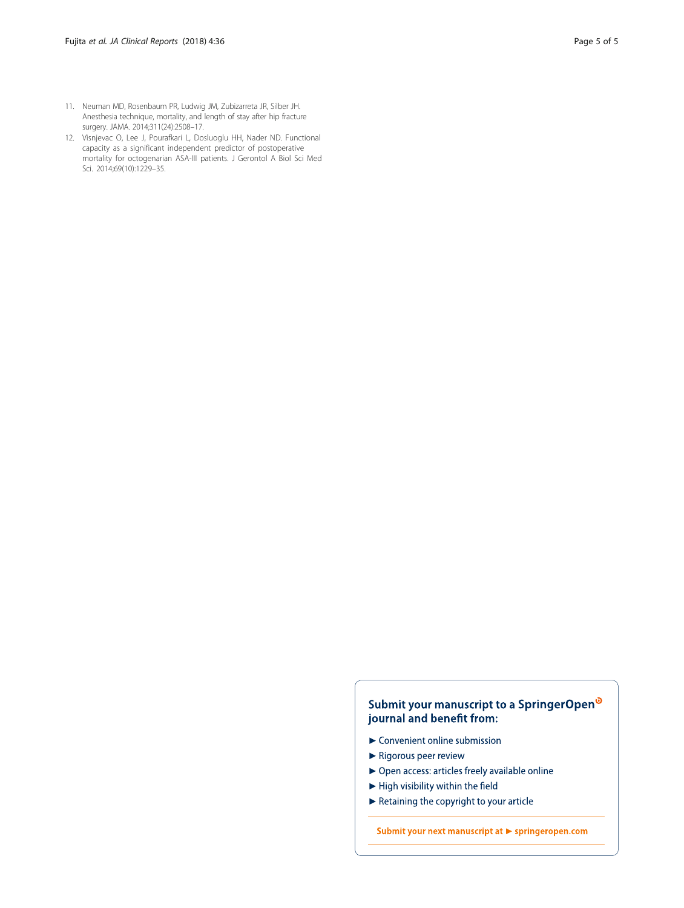11. Neuman MD, Rosenbaum PR, Ludwig JM, Zubizarreta JR, Silber JH. Anesthesia technique, mortality, and length of stay after hip fracture surgery. JAMA. 2014;311(24):2508–17.
12. Visnjevac O, Lee J, Pourafkari L, Dosluoglu HH, Nader ND. Functional capacity as a significant independent predictor of postoperative mortality for octogenarian ASA-III patients. J Gerontol A Biol Sci Med Sci. 2014;69(10):1229–35.

**Submit your manuscript to a SpringerOpen journal and benefit from:**

- ► Convenient online submission
- ► Rigorous peer review
- ► Open access: articles freely available online
- ► High visibility within the field
- ► Retaining the copyright to your article

**Submit your next manuscript at ► springeropen.com**